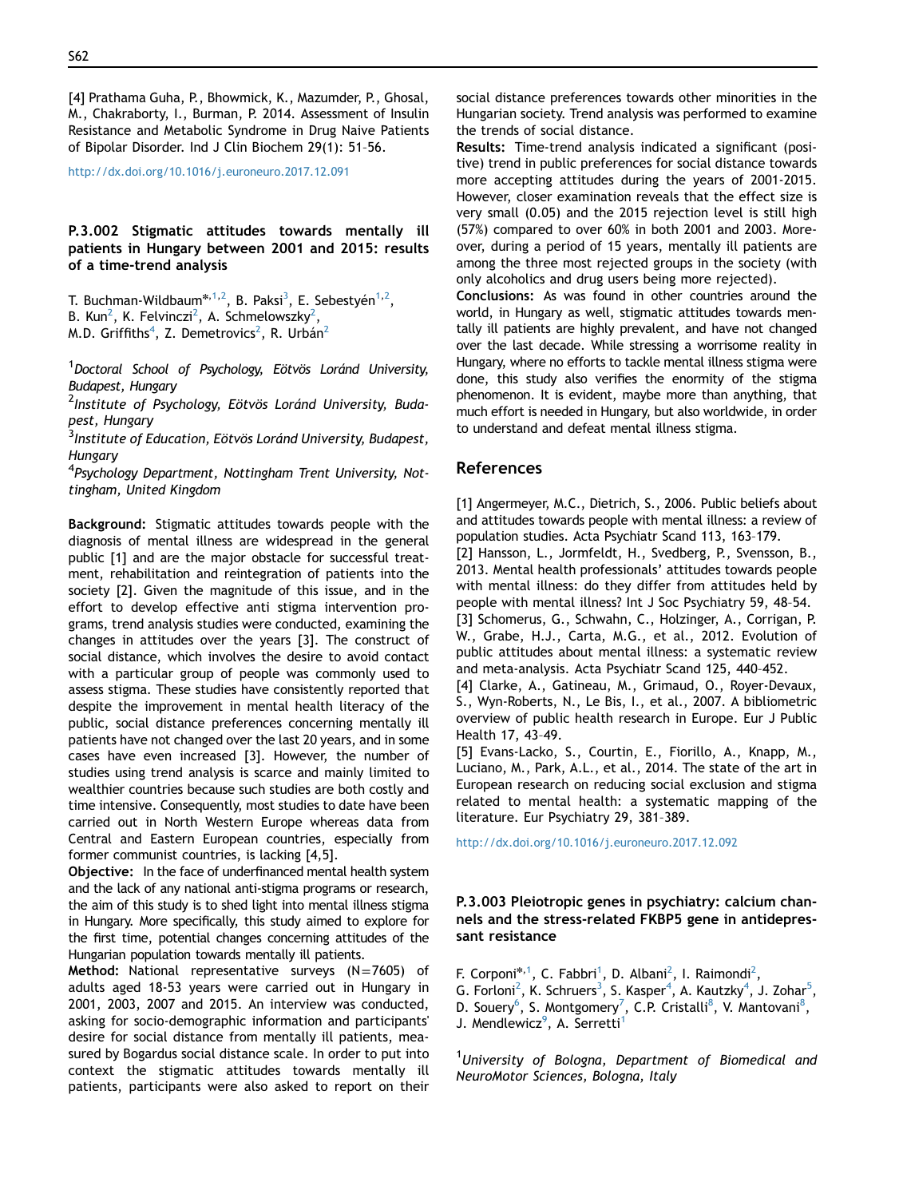[4] Prathama Guha, P., Bhowmick, K., Mazumder, P., Ghosal, M., Chakraborty, I., Burman, P. 2014. Assessment of Insulin Resistance and Metabolic Syndrome in Drug Naive Patients of Bipolar Disorder. Ind J Clin Biochem 29(1): 51–56.

http://dx.doi.org/10.1016/j.euroneuro.2017.12.091

### P.3.002 Stigmatic attitudes towards mentally ill patients in Hungary between 2001 and 2015: results of a time-trend analysis

T. Buchman-Wildbaum*,[1,2], B. Paksi[3], E. Sebestyén[1,2], B. Kun[2], K. Felvinczi[2], A. Schmelowszky[2], M.D. Griffiths[4], Z. Demetrovics[2], R. Urbán[2]

[1]*Doctoral School of Psychology, Eötvös Loránd University, Budapest, Hungary*

[2]*Institute of Psychology, Eötvös Loránd University, Budapest, Hungary*

[3]*Institute of Education, Eötvös Loránd University, Budapest, Hungary*

[4]*Psychology Department, Nottingham Trent University, Nottingham, United Kingdom*

**Background:** Stigmatic attitudes towards people with the diagnosis of mental illness are widespread in the general public [1] and are the major obstacle for successful treatment, rehabilitation and reintegration of patients into the society [2]. Given the magnitude of this issue, and in the effort to develop effective anti stigma intervention programs, trend analysis studies were conducted, examining the changes in attitudes over the years [3]. The construct of social distance, which involves the desire to avoid contact with a particular group of people was commonly used to assess stigma. These studies have consistently reported that despite the improvement in mental health literacy of the public, social distance preferences concerning mentally ill patients have not changed over the last 20 years, and in some cases have even increased [3]. However, the number of studies using trend analysis is scarce and mainly limited to wealthier countries because such studies are both costly and time intensive. Consequently, most studies to date have been carried out in North Western Europe whereas data from Central and Eastern European countries, especially from former communist countries, is lacking [4,5].

**Objective:** In the face of underfinanced mental health system and the lack of any national anti-stigma programs or research, the aim of this study is to shed light into mental illness stigma in Hungary. More specifically, this study aimed to explore for the first time, potential changes concerning attitudes of the Hungarian population towards mentally ill patients.

**Method:** National representative surveys (N=7605) of adults aged 18-53 years were carried out in Hungary in 2001, 2003, 2007 and 2015. An interview was conducted, asking for socio-demographic information and participants' desire for social distance from mentally ill patients, measured by Bogardus social distance scale. In order to put into context the stigmatic attitudes towards mentally ill patients, participants were also asked to report on their social distance preferences towards other minorities in the Hungarian society. Trend analysis was performed to examine the trends of social distance.

**Results:** Time-trend analysis indicated a significant (positive) trend in public preferences for social distance towards more accepting attitudes during the years of 2001-2015. However, closer examination reveals that the effect size is very small (0.05) and the 2015 rejection level is still high (57%) compared to over 60% in both 2001 and 2003. Moreover, during a period of 15 years, mentally ill patients are among the three most rejected groups in the society (with only alcoholics and drug users being more rejected).

**Conclusions:** As was found in other countries around the world, in Hungary as well, stigmatic attitudes towards mentally ill patients are highly prevalent, and have not changed over the last decade. While stressing a worrisome reality in Hungary, where no efforts to tackle mental illness stigma were done, this study also verifies the enormity of the stigma phenomenon. It is evident, maybe more than anything, that much effort is needed in Hungary, but also worldwide, in order to understand and defeat mental illness stigma.

## References

[1] Angermeyer, M.C., Dietrich, S., 2006. Public beliefs about and attitudes towards people with mental illness: a review of population studies. Acta Psychiatr Scand 113, 163–179.

[2] Hansson, L., Jormfeldt, H., Svedberg, P., Svensson, B., 2013. Mental health professionals' attitudes towards people with mental illness: do they differ from attitudes held by people with mental illness? Int J Soc Psychiatry 59, 48–54.

[3] Schomerus, G., Schwahn, C., Holzinger, A., Corrigan, P. W., Grabe, H.J., Carta, M.G., et al., 2012. Evolution of public attitudes about mental illness: a systematic review and meta-analysis. Acta Psychiatr Scand 125, 440–452.

[4] Clarke, A., Gatineau, M., Grimaud, O., Royer-Devaux, S., Wyn-Roberts, N., Le Bis, I., et al., 2007. A bibliometric overview of public health research in Europe. Eur J Public Health 17, 43–49.

[5] Evans-Lacko, S., Courtin, E., Fiorillo, A., Knapp, M., Luciano, M., Park, A.L., et al., 2014. The state of the art in European research on reducing social exclusion and stigma related to mental health: a systematic mapping of the literature. Eur Psychiatry 29, 381–389.

http://dx.doi.org/10.1016/j.euroneuro.2017.12.092

### P.3.003 Pleiotropic genes in psychiatry: calcium channels and the stress-related FKBP5 gene in antidepressant resistance

F. Corponi*,[1], C. Fabbri[1], D. Albani[2], I. Raimondi[2], G. Forloni[2], K. Schruers[3], S. Kasper[4], A. Kautzky[4], J. Zohar[5], D. Souery[6], S. Montgomery[7], C.P. Cristalli[8], V. Mantovani[8], J. Mendlewicz[9], A. Serretti[1]

[1]*University of Bologna, Department of Biomedical and NeuroMotor Sciences, Bologna, Italy*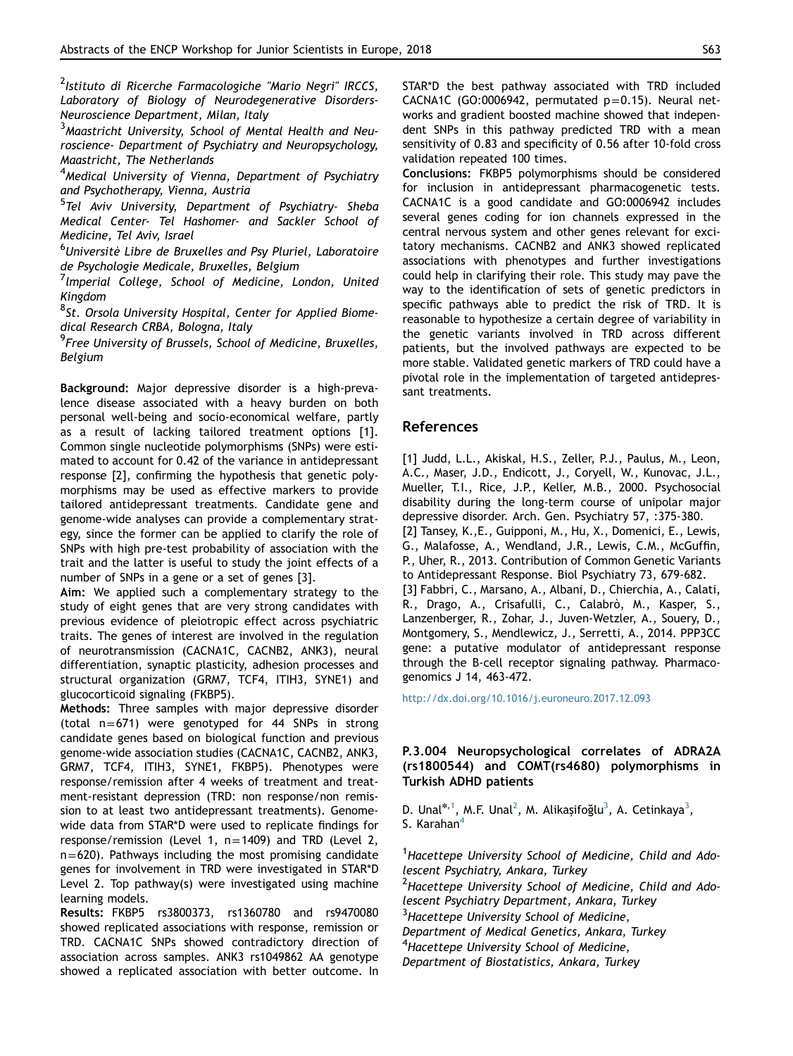[2]*Istituto di Ricerche Farmacologiche "Mario Negri" IRCCS, Laboratory of Biology of Neurodegenerative Disorders- Neuroscience Department, Milan, Italy*
[3]*Maastricht University, School of Mental Health and Neuroscience- Department of Psychiatry and Neuropsychology, Maastricht, The Netherlands*
[4]*Medical University of Vienna, Department of Psychiatry and Psychotherapy, Vienna, Austria*
[5]*Tel Aviv University, Department of Psychiatry- Sheba Medical Center- Tel Hashomer- and Sackler School of Medicine, Tel Aviv, Israel*
[6]*Universitè Libre de Bruxelles and Psy Pluriel, Laboratoire de Psychologie Medicale, Bruxelles, Belgium*
[7]*Imperial College, School of Medicine, London, United Kingdom*
[8]*St. Orsola University Hospital, Center for Applied Biomedical Research CRBA, Bologna, Italy*
[9]*Free University of Brussels, School of Medicine, Bruxelles, Belgium*

**Background:** Major depressive disorder is a high-prevalence disease associated with a heavy burden on both personal well-being and socio-economical welfare, partly as a result of lacking tailored treatment options [1]. Common single nucleotide polymorphisms (SNPs) were estimated to account for 0.42 of the variance in antidepressant response [2], confirming the hypothesis that genetic polymorphisms may be used as effective markers to provide tailored antidepressant treatments. Candidate gene and genome-wide analyses can provide a complementary strategy, since the former can be applied to clarify the role of SNPs with high pre-test probability of association with the trait and the latter is useful to study the joint effects of a number of SNPs in a gene or a set of genes [3].

**Aim:** We applied such a complementary strategy to the study of eight genes that are very strong candidates with previous evidence of pleiotropic effect across psychiatric traits. The genes of interest are involved in the regulation of neurotransmission (CACNA1C, CACNB2, ANK3), neural differentiation, synaptic plasticity, adhesion processes and structural organization (GRM7, TCF4, ITIH3, SYNE1) and glucocorticoid signaling (FKBP5).

**Methods:** Three samples with major depressive disorder (total n=671) were genotyped for 44 SNPs in strong candidate genes based on biological function and previous genome-wide association studies (CACNA1C, CACNB2, ANK3, GRM7, TCF4, ITIH3, SYNE1, FKBP5). Phenotypes were response/remission after 4 weeks of treatment and treatment-resistant depression (TRD: non response/non remission to at least two antidepressant treatments). Genome-wide data from STAR*D were used to replicate findings for response/remission (Level 1, n=1409) and TRD (Level 2, n=620). Pathways including the most promising candidate genes for involvement in TRD were investigated in STAR*D Level 2. Top pathway(s) were investigated using machine learning models.

**Results:** FKBP5 rs3800373, rs1360780 and rs9470080 showed replicated associations with response, remission or TRD. CACNA1C SNPs showed contradictory direction of association across samples. ANK3 rs1049862 AA genotype showed a replicated association with better outcome. In STAR*D the best pathway associated with TRD included CACNA1C (GO:0006942, permutated p=0.15). Neural networks and gradient boosted machine showed that independent SNPs in this pathway predicted TRD with a mean sensitivity of 0.83 and specificity of 0.56 after 10-fold cross validation repeated 100 times.

**Conclusions:** FKBP5 polymorphisms should be considered for inclusion in antidepressant pharmacogenetic tests. CACNA1C is a good candidate and GO:0006942 includes several genes coding for ion channels expressed in the central nervous system and other genes relevant for excitatory mechanisms. CACNB2 and ANK3 showed replicated associations with phenotypes and further investigations could help in clarifying their role. This study may pave the way to the identification of sets of genetic predictors in specific pathways able to predict the risk of TRD. It is reasonable to hypothesize a certain degree of variability in the genetic variants involved in TRD across different patients, but the involved pathways are expected to be more stable. Validated genetic markers of TRD could have a pivotal role in the implementation of targeted antidepressant treatments.

## References

[1] Judd, L.L., Akiskal, H.S., Zeller, P.J., Paulus, M., Leon, A.C., Maser, J.D., Endicott, J., Coryell, W., Kunovac, J.L., Mueller, T.I., Rice, J.P., Keller, M.B., 2000. Psychosocial disability during the long-term course of unipolar major depressive disorder. Arch. Gen. Psychiatry 57, :375-380.

[2] Tansey, K.,E., Guipponi, M., Hu, X., Domenici, E., Lewis, G., Malafosse, A., Wendland, J.R., Lewis, C.M., McGuffin, P., Uher, R., 2013. Contribution of Common Genetic Variants to Antidepressant Response. Biol Psychiatry 73, 679-682.

[3] Fabbri, C., Marsano, A., Albani, D., Chierchia, A., Calati, R., Drago, A., Crisafulli, C., Calabrò, M., Kasper, S., Lanzenberger, R., Zohar, J., Juven-Wetzler, A., Souery, D., Montgomery, S., Mendlewicz, J., Serretti, A., 2014. PPP3CC gene: a putative modulator of antidepressant response through the B-cell receptor signaling pathway. Pharmacogenomics J 14, 463-472.

http://dx.doi.org/10.1016/j.euroneuro.2017.12.093

### P.3.004 Neuropsychological correlates of ADRA2A (rs1800544) and COMT(rs4680) polymorphisms in Turkish ADHD patients

D. Unal*[,1], M.F. Unal[2], M. Alikaşifoğlu[3], A. Cetinkaya[3], S. Karahan[4]

[1]*Hacettepe University School of Medicine, Child and Adolescent Psychiatry, Ankara, Turkey*
[2]*Hacettepe University School of Medicine, Child and Adolescent Psychiatry Department, Ankara, Turkey*
[3]*Hacettepe University School of Medicine, Department of Medical Genetics, Ankara, Turkey*
[4]*Hacettepe University School of Medicine, Department of Biostatistics, Ankara, Turkey*